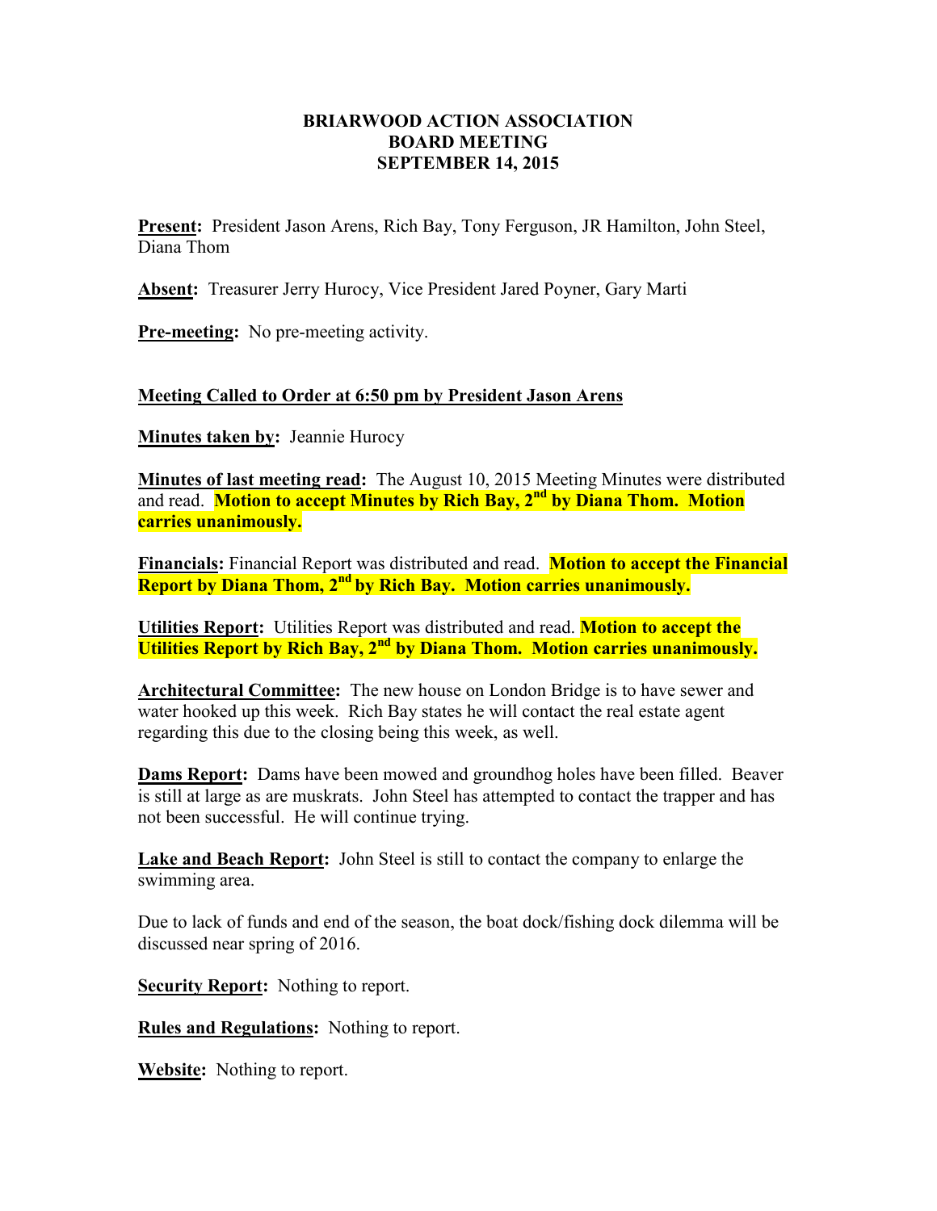# BRIARWOOD ACTION ASSOCIATION
## BOARD MEETING
## SEPTEMBER 14, 2015

**Present:** President Jason Arens, Rich Bay, Tony Ferguson, JR Hamilton, John Steel, Diana Thom

**Absent:** Treasurer Jerry Hurocy, Vice President Jared Poyner, Gary Marti

**Pre-meeting:** No pre-meeting activity.

**Meeting Called to Order at 6:50 pm by President Jason Arens**

**Minutes taken by:** Jeannie Hurocy

**Minutes of last meeting read:** The August 10, 2015 Meeting Minutes were distributed and read. **Motion to accept Minutes by Rich Bay, 2nd by Diana Thom. Motion carries unanimously.**

**Financials:** Financial Report was distributed and read. **Motion to accept the Financial Report by Diana Thom, 2nd by Rich Bay. Motion carries unanimously.**

**Utilities Report:** Utilities Report was distributed and read. **Motion to accept the Utilities Report by Rich Bay, 2nd by Diana Thom. Motion carries unanimously.**

**Architectural Committee:** The new house on London Bridge is to have sewer and water hooked up this week. Rich Bay states he will contact the real estate agent regarding this due to the closing being this week, as well.

**Dams Report:** Dams have been mowed and groundhog holes have been filled. Beaver is still at large as are muskrats. John Steel has attempted to contact the trapper and has not been successful. He will continue trying.

**Lake and Beach Report:** John Steel is still to contact the company to enlarge the swimming area.

Due to lack of funds and end of the season, the boat dock/fishing dock dilemma will be discussed near spring of 2016.

**Security Report:** Nothing to report.

**Rules and Regulations:** Nothing to report.

**Website:** Nothing to report.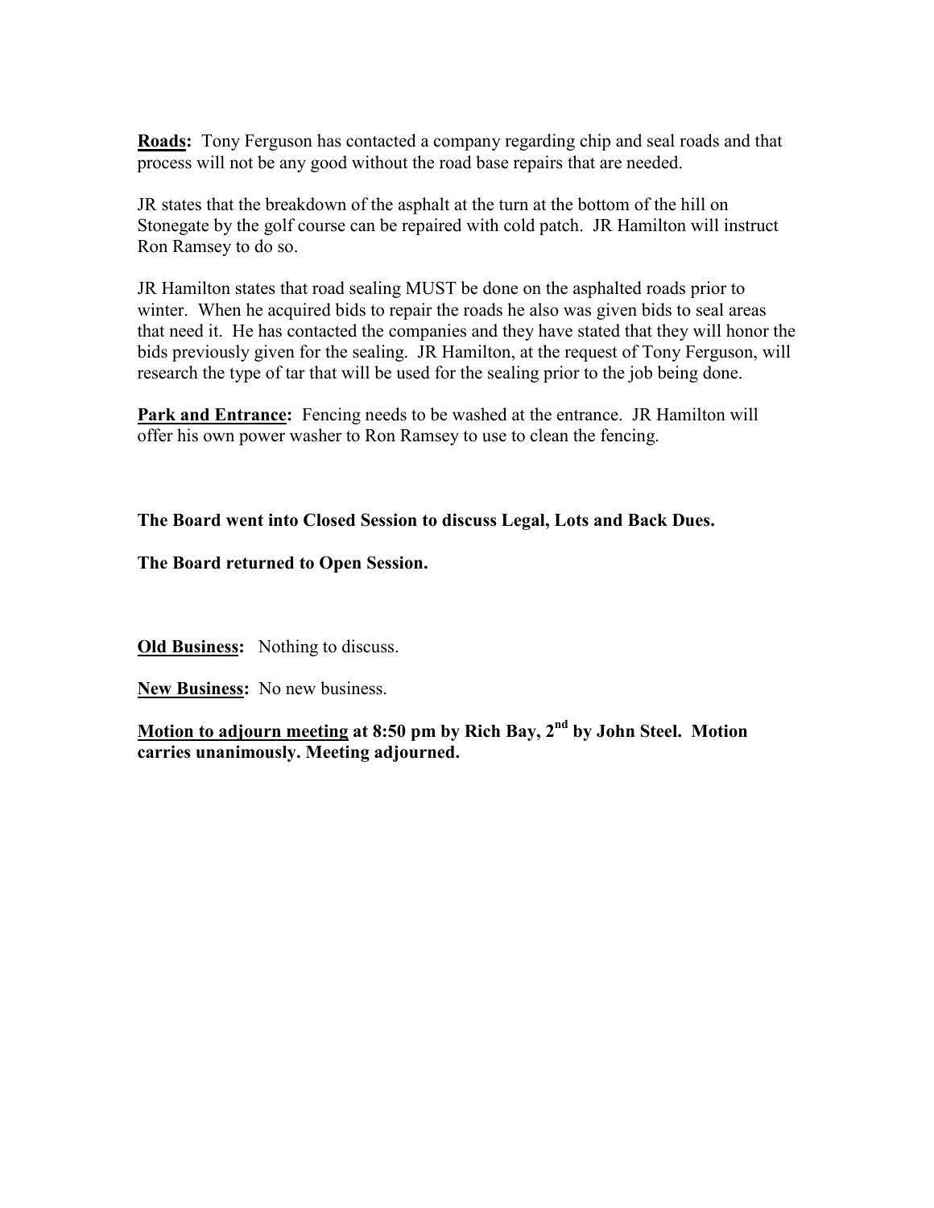**<u>Roads</u>:** Tony Ferguson has contacted a company regarding chip and seal roads and that process will not be any good without the road base repairs that are needed.

JR states that the breakdown of the asphalt at the turn at the bottom of the hill on Stonegate by the golf course can be repaired with cold patch. JR Hamilton will instruct Ron Ramsey to do so.

JR Hamilton states that road sealing MUST be done on the asphalted roads prior to winter. When he acquired bids to repair the roads he also was given bids to seal areas that need it. He has contacted the companies and they have stated that they will honor the bids previously given for the sealing. JR Hamilton, at the request of Tony Ferguson, will research the type of tar that will be used for the sealing prior to the job being done.

**<u>Park and Entrance</u>:** Fencing needs to be washed at the entrance. JR Hamilton will offer his own power washer to Ron Ramsey to use to clean the fencing.

**The Board went into Closed Session to discuss Legal, Lots and Back Dues.**

**The Board returned to Open Session.**

**<u>Old Business</u>:** Nothing to discuss.

**<u>New Business</u>:** No new business.

**<u>Motion to adjourn meeting</u> at 8:50 pm by Rich Bay, 2nd by John Steel. Motion carries unanimously. Meeting adjourned.**